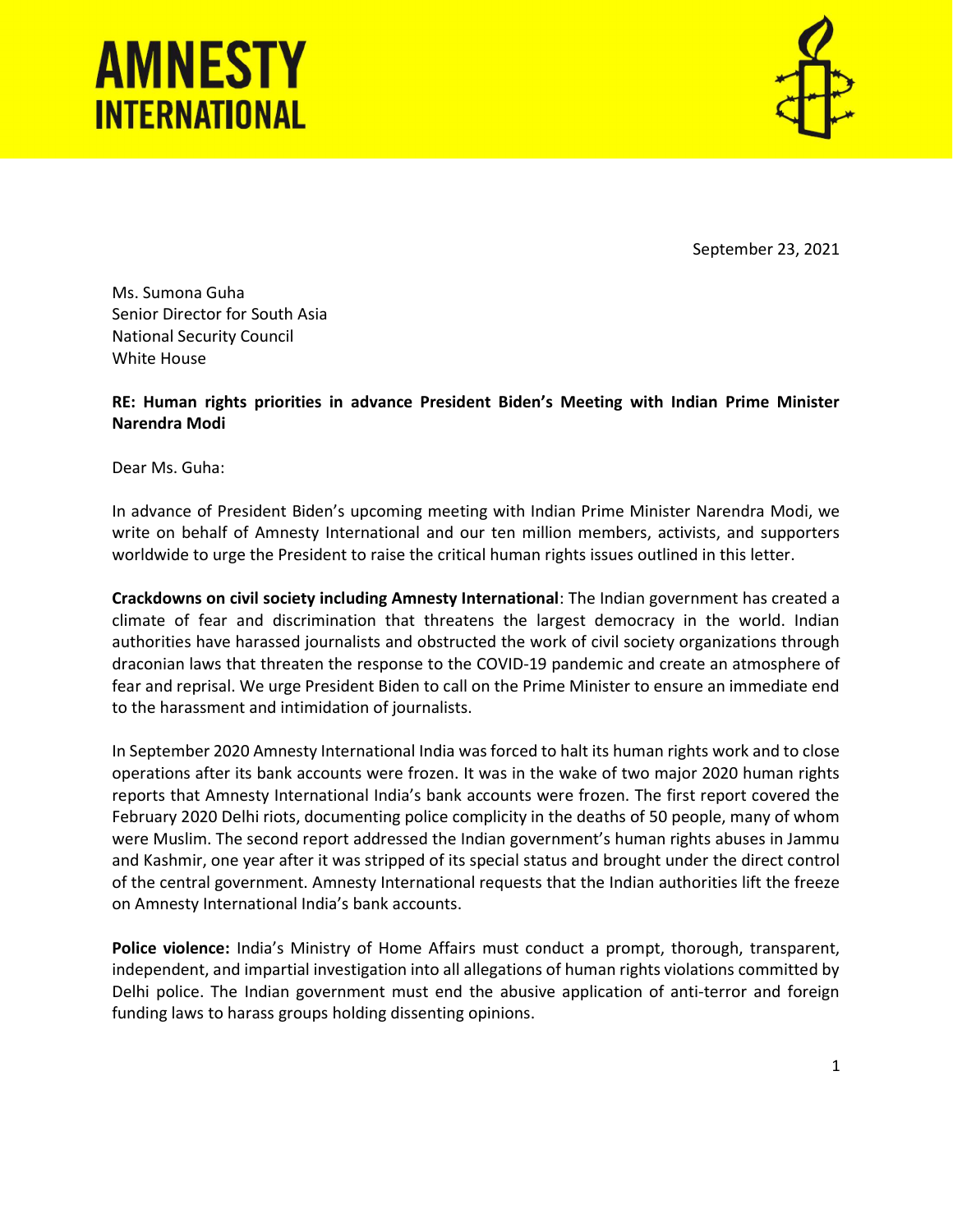# AMNESTY INTERNATIONAL

September 23, 2021

Ms. Sumona Guha
Senior Director for South Asia
National Security Council
White House

**RE: Human rights priorities in advance President Biden's Meeting with Indian Prime Minister Narendra Modi**

Dear Ms. Guha:

In advance of President Biden's upcoming meeting with Indian Prime Minister Narendra Modi, we write on behalf of Amnesty International and our ten million members, activists, and supporters worldwide to urge the President to raise the critical human rights issues outlined in this letter.

**Crackdowns on civil society including Amnesty International**: The Indian government has created a climate of fear and discrimination that threatens the largest democracy in the world. Indian authorities have harassed journalists and obstructed the work of civil society organizations through draconian laws that threaten the response to the COVID-19 pandemic and create an atmosphere of fear and reprisal. We urge President Biden to call on the Prime Minister to ensure an immediate end to the harassment and intimidation of journalists.

In September 2020 Amnesty International India was forced to halt its human rights work and to close operations after its bank accounts were frozen. It was in the wake of two major 2020 human rights reports that Amnesty International India's bank accounts were frozen. The first report covered the February 2020 Delhi riots, documenting police complicity in the deaths of 50 people, many of whom were Muslim. The second report addressed the Indian government's human rights abuses in Jammu and Kashmir, one year after it was stripped of its special status and brought under the direct control of the central government. Amnesty International requests that the Indian authorities lift the freeze on Amnesty International India's bank accounts.

**Police violence:** India's Ministry of Home Affairs must conduct a prompt, thorough, transparent, independent, and impartial investigation into all allegations of human rights violations committed by Delhi police. The Indian government must end the abusive application of anti-terror and foreign funding laws to harass groups holding dissenting opinions.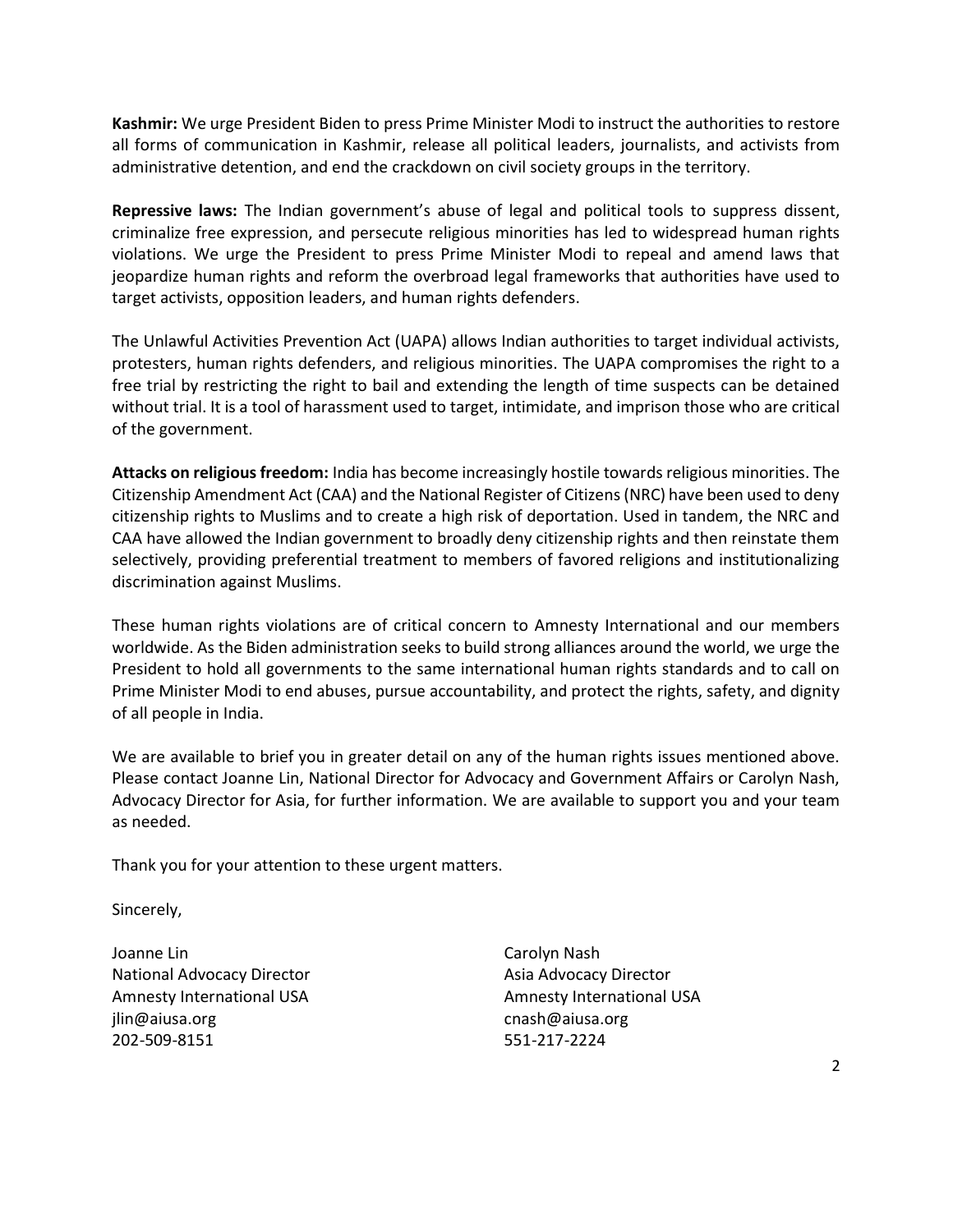**Kashmir:** We urge President Biden to press Prime Minister Modi to instruct the authorities to restore all forms of communication in Kashmir, release all political leaders, journalists, and activists from administrative detention, and end the crackdown on civil society groups in the territory.

**Repressive laws:** The Indian government's abuse of legal and political tools to suppress dissent, criminalize free expression, and persecute religious minorities has led to widespread human rights violations. We urge the President to press Prime Minister Modi to repeal and amend laws that jeopardize human rights and reform the overbroad legal frameworks that authorities have used to target activists, opposition leaders, and human rights defenders.

The Unlawful Activities Prevention Act (UAPA) allows Indian authorities to target individual activists, protesters, human rights defenders, and religious minorities. The UAPA compromises the right to a free trial by restricting the right to bail and extending the length of time suspects can be detained without trial. It is a tool of harassment used to target, intimidate, and imprison those who are critical of the government.

**Attacks on religious freedom:** India has become increasingly hostile towards religious minorities. The Citizenship Amendment Act (CAA) and the National Register of Citizens (NRC) have been used to deny citizenship rights to Muslims and to create a high risk of deportation. Used in tandem, the NRC and CAA have allowed the Indian government to broadly deny citizenship rights and then reinstate them selectively, providing preferential treatment to members of favored religions and institutionalizing discrimination against Muslims.

These human rights violations are of critical concern to Amnesty International and our members worldwide. As the Biden administration seeks to build strong alliances around the world, we urge the President to hold all governments to the same international human rights standards and to call on Prime Minister Modi to end abuses, pursue accountability, and protect the rights, safety, and dignity of all people in India.

We are available to brief you in greater detail on any of the human rights issues mentioned above. Please contact Joanne Lin, National Director for Advocacy and Government Affairs or Carolyn Nash, Advocacy Director for Asia, for further information. We are available to support you and your team as needed.

Thank you for your attention to these urgent matters.

Sincerely,

Joanne Lin
National Advocacy Director
Amnesty International USA
jlin@aiusa.org
202-509-8151

Carolyn Nash
Asia Advocacy Director
Amnesty International USA
cnash@aiusa.org
551-217-2224